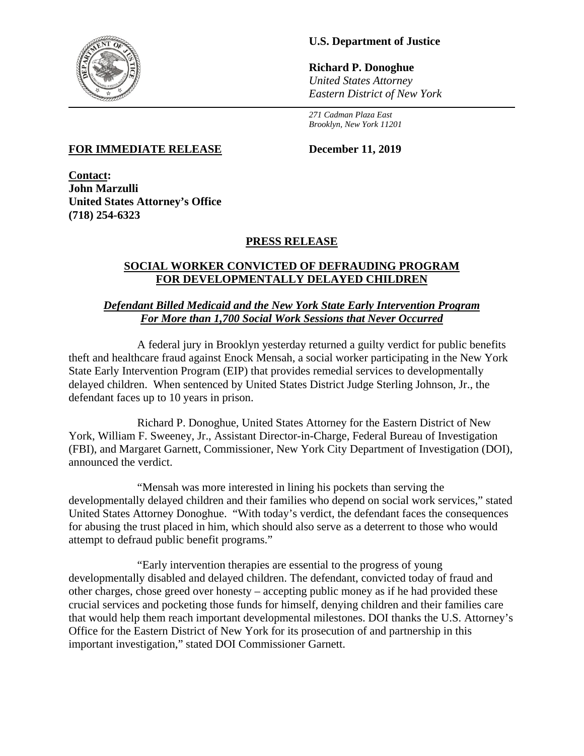**U.S. Department of Justice**

**Richard P. Donoghue**
*United States Attorney*
*Eastern District of New York*

*271 Cadman Plaza East*
*Brooklyn, New York 11201*

**FOR IMMEDIATE RELEASE** **December 11, 2019**

**Contact:**
**John Marzulli**
**United States Attorney's Office**
**(718) 254-6323**

# PRESS RELEASE

## SOCIAL WORKER CONVICTED OF DEFRAUDING PROGRAM FOR DEVELOPMENTALLY DELAYED CHILDREN

### *Defendant Billed Medicaid and the New York State Early Intervention Program For More than 1,700 Social Work Sessions that Never Occurred*

A federal jury in Brooklyn yesterday returned a guilty verdict for public benefits theft and healthcare fraud against Enock Mensah, a social worker participating in the New York State Early Intervention Program (EIP) that provides remedial services to developmentally delayed children. When sentenced by United States District Judge Sterling Johnson, Jr., the defendant faces up to 10 years in prison.

Richard P. Donoghue, United States Attorney for the Eastern District of New York, William F. Sweeney, Jr., Assistant Director-in-Charge, Federal Bureau of Investigation (FBI), and Margaret Garnett, Commissioner, New York City Department of Investigation (DOI), announced the verdict.

"Mensah was more interested in lining his pockets than serving the developmentally delayed children and their families who depend on social work services," stated United States Attorney Donoghue. "With today's verdict, the defendant faces the consequences for abusing the trust placed in him, which should also serve as a deterrent to those who would attempt to defraud public benefit programs."

"Early intervention therapies are essential to the progress of young developmentally disabled and delayed children. The defendant, convicted today of fraud and other charges, chose greed over honesty – accepting public money as if he had provided these crucial services and pocketing those funds for himself, denying children and their families care that would help them reach important developmental milestones. DOI thanks the U.S. Attorney's Office for the Eastern District of New York for its prosecution of and partnership in this important investigation," stated DOI Commissioner Garnett.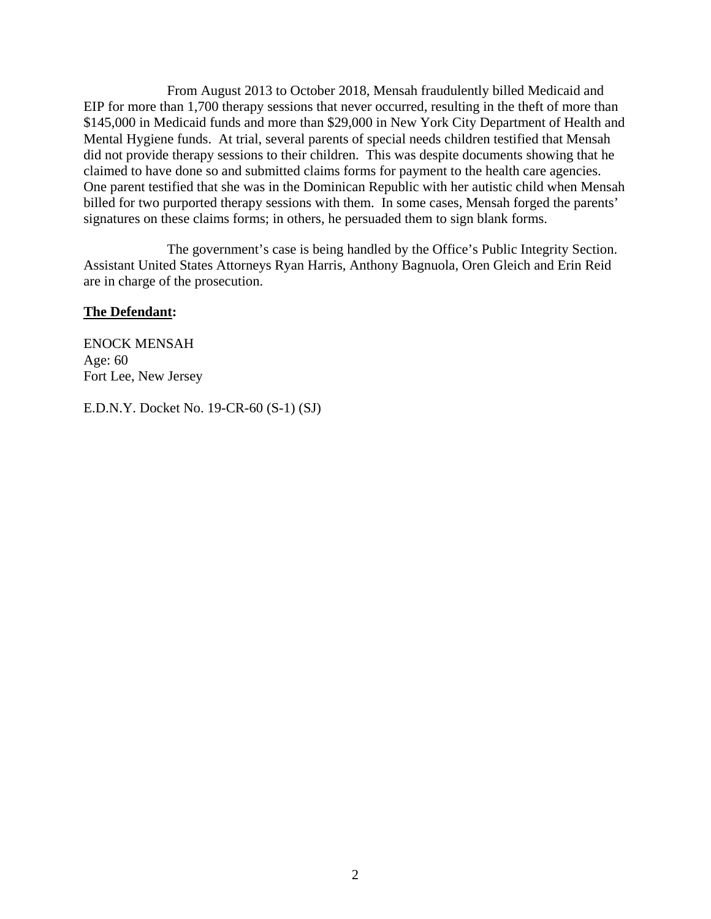From August 2013 to October 2018, Mensah fraudulently billed Medicaid and EIP for more than 1,700 therapy sessions that never occurred, resulting in the theft of more than \$145,000 in Medicaid funds and more than \$29,000 in New York City Department of Health and Mental Hygiene funds. At trial, several parents of special needs children testified that Mensah did not provide therapy sessions to their children. This was despite documents showing that he claimed to have done so and submitted claims forms for payment to the health care agencies. One parent testified that she was in the Dominican Republic with her autistic child when Mensah billed for two purported therapy sessions with them. In some cases, Mensah forged the parents' signatures on these claims forms; in others, he persuaded them to sign blank forms.

The government's case is being handled by the Office's Public Integrity Section. Assistant United States Attorneys Ryan Harris, Anthony Bagnuola, Oren Gleich and Erin Reid are in charge of the prosecution.

**The Defendant:**

ENOCK MENSAH
Age: 60
Fort Lee, New Jersey

E.D.N.Y. Docket No. 19-CR-60 (S-1) (SJ)